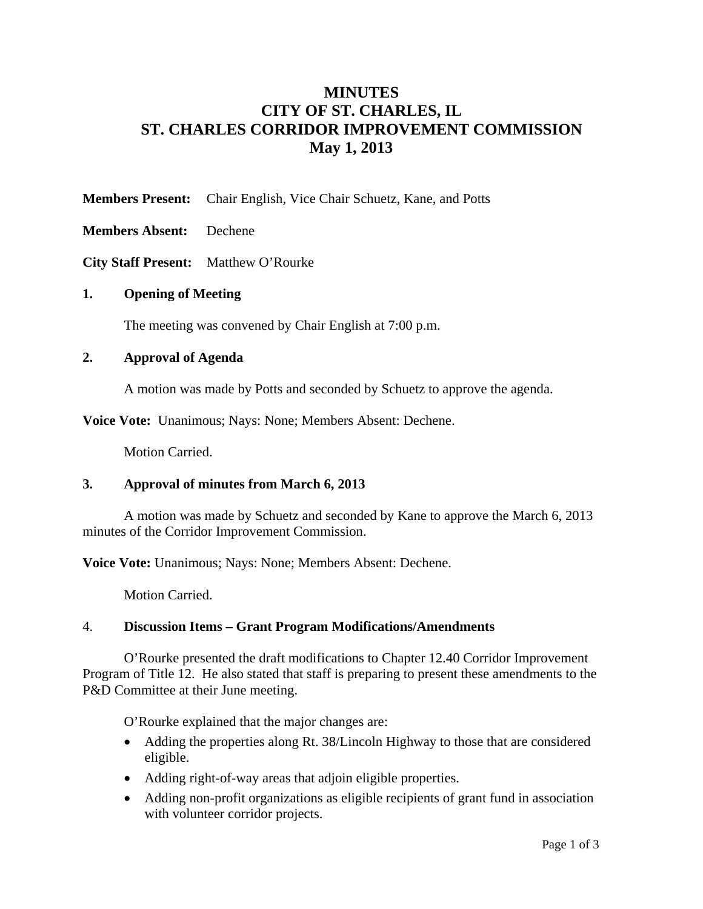# MINUTES
# CITY OF ST. CHARLES, IL
# ST. CHARLES CORRIDOR IMPROVEMENT COMMISSION
# May 1, 2013

**Members Present:** Chair English, Vice Chair Schuetz, Kane, and Potts

**Members Absent:** Dechene

**City Staff Present:** Matthew O'Rourke

## 1. Opening of Meeting

The meeting was convened by Chair English at 7:00 p.m.

## 2. Approval of Agenda

A motion was made by Potts and seconded by Schuetz to approve the agenda.

**Voice Vote:** Unanimous; Nays: None; Members Absent: Dechene.

Motion Carried.

## 3. Approval of minutes from March 6, 2013

A motion was made by Schuetz and seconded by Kane to approve the March 6, 2013 minutes of the Corridor Improvement Commission.

**Voice Vote:** Unanimous; Nays: None; Members Absent: Dechene.

Motion Carried.

## 4. Discussion Items – Grant Program Modifications/Amendments

O'Rourke presented the draft modifications to Chapter 12.40 Corridor Improvement Program of Title 12. He also stated that staff is preparing to present these amendments to the P&D Committee at their June meeting.

O'Rourke explained that the major changes are:

- Adding the properties along Rt. 38/Lincoln Highway to those that are considered eligible.
- Adding right-of-way areas that adjoin eligible properties.
- Adding non-profit organizations as eligible recipients of grant fund in association with volunteer corridor projects.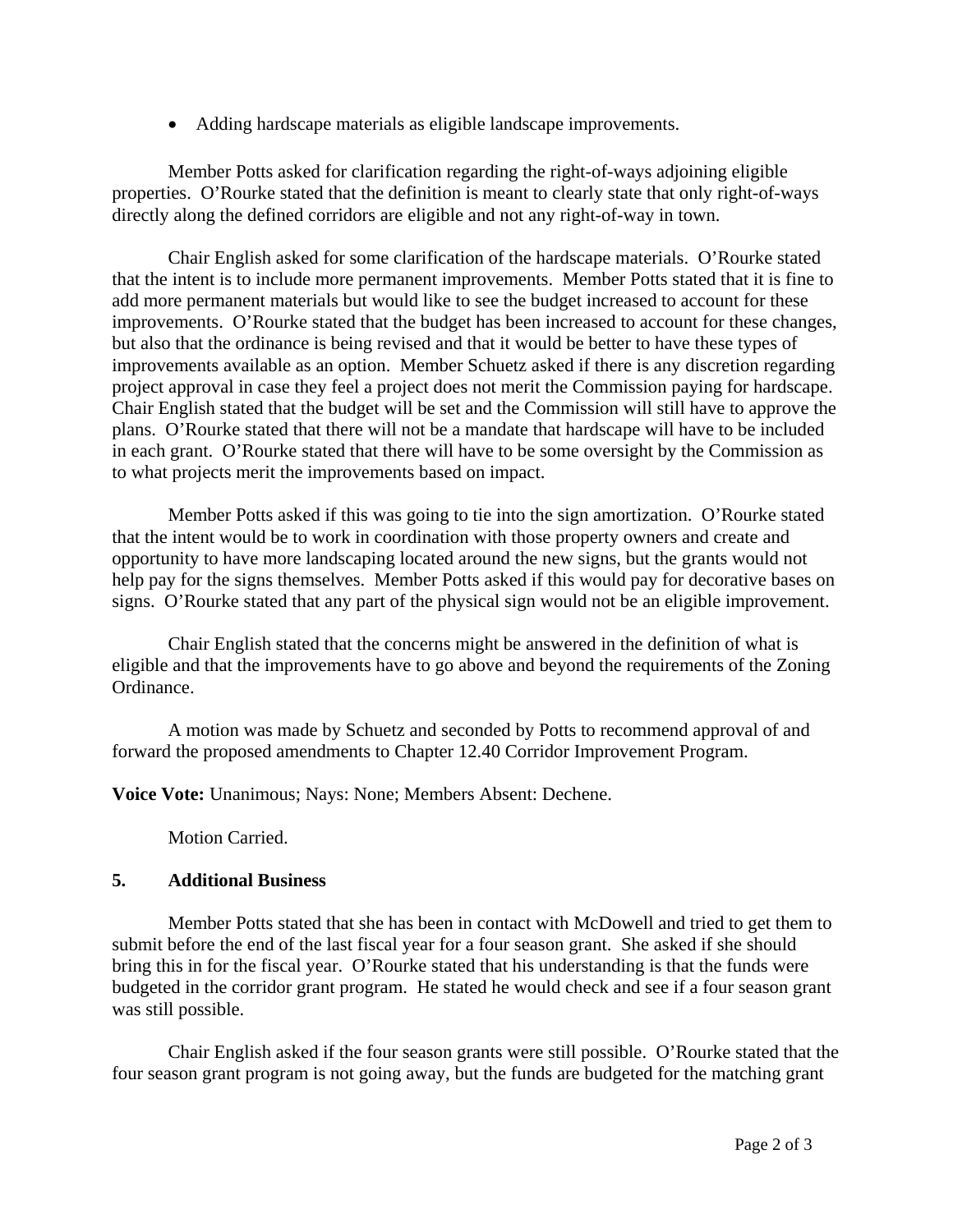- Adding hardscape materials as eligible landscape improvements.

Member Potts asked for clarification regarding the right-of-ways adjoining eligible properties. O'Rourke stated that the definition is meant to clearly state that only right-of-ways directly along the defined corridors are eligible and not any right-of-way in town.

Chair English asked for some clarification of the hardscape materials. O'Rourke stated that the intent is to include more permanent improvements. Member Potts stated that it is fine to add more permanent materials but would like to see the budget increased to account for these improvements. O'Rourke stated that the budget has been increased to account for these changes, but also that the ordinance is being revised and that it would be better to have these types of improvements available as an option. Member Schuetz asked if there is any discretion regarding project approval in case they feel a project does not merit the Commission paying for hardscape. Chair English stated that the budget will be set and the Commission will still have to approve the plans. O'Rourke stated that there will not be a mandate that hardscape will have to be included in each grant. O'Rourke stated that there will have to be some oversight by the Commission as to what projects merit the improvements based on impact.

Member Potts asked if this was going to tie into the sign amortization. O'Rourke stated that the intent would be to work in coordination with those property owners and create and opportunity to have more landscaping located around the new signs, but the grants would not help pay for the signs themselves. Member Potts asked if this would pay for decorative bases on signs. O'Rourke stated that any part of the physical sign would not be an eligible improvement.

Chair English stated that the concerns might be answered in the definition of what is eligible and that the improvements have to go above and beyond the requirements of the Zoning Ordinance.

A motion was made by Schuetz and seconded by Potts to recommend approval of and forward the proposed amendments to Chapter 12.40 Corridor Improvement Program.

**Voice Vote:** Unanimous; Nays: None; Members Absent: Dechene.

Motion Carried.

**5. Additional Business**

Member Potts stated that she has been in contact with McDowell and tried to get them to submit before the end of the last fiscal year for a four season grant. She asked if she should bring this in for the fiscal year. O'Rourke stated that his understanding is that the funds were budgeted in the corridor grant program. He stated he would check and see if a four season grant was still possible.

Chair English asked if the four season grants were still possible. O'Rourke stated that the four season grant program is not going away, but the funds are budgeted for the matching grant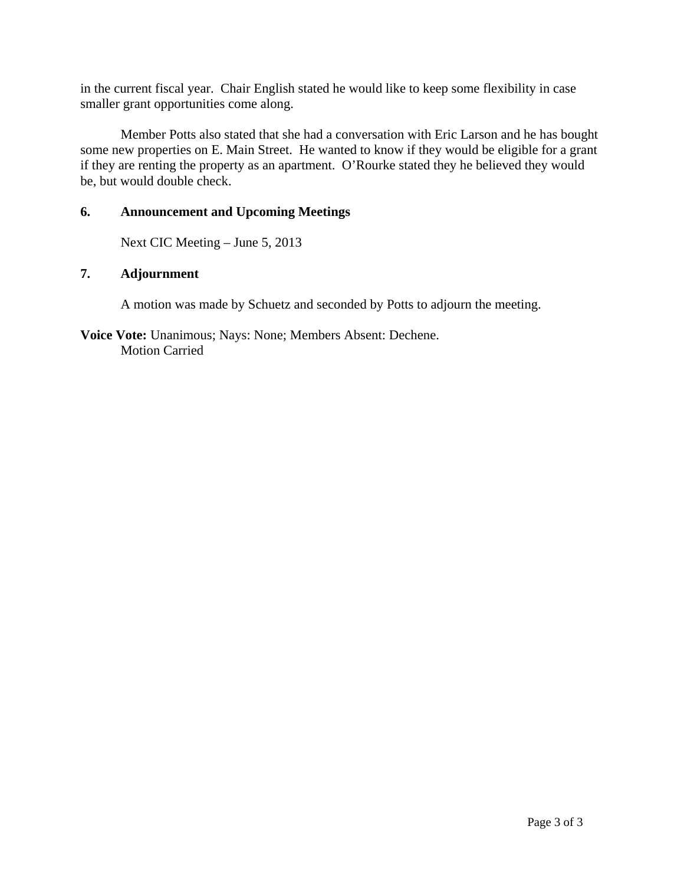in the current fiscal year. Chair English stated he would like to keep some flexibility in case smaller grant opportunities come along.

Member Potts also stated that she had a conversation with Eric Larson and he has bought some new properties on E. Main Street. He wanted to know if they would be eligible for a grant if they are renting the property as an apartment. O'Rourke stated they he believed they would be, but would double check.

**6. Announcement and Upcoming Meetings**

Next CIC Meeting – June 5, 2013

**7. Adjournment**

A motion was made by Schuetz and seconded by Potts to adjourn the meeting.

**Voice Vote:** Unanimous; Nays: None; Members Absent: Dechene.
Motion Carried